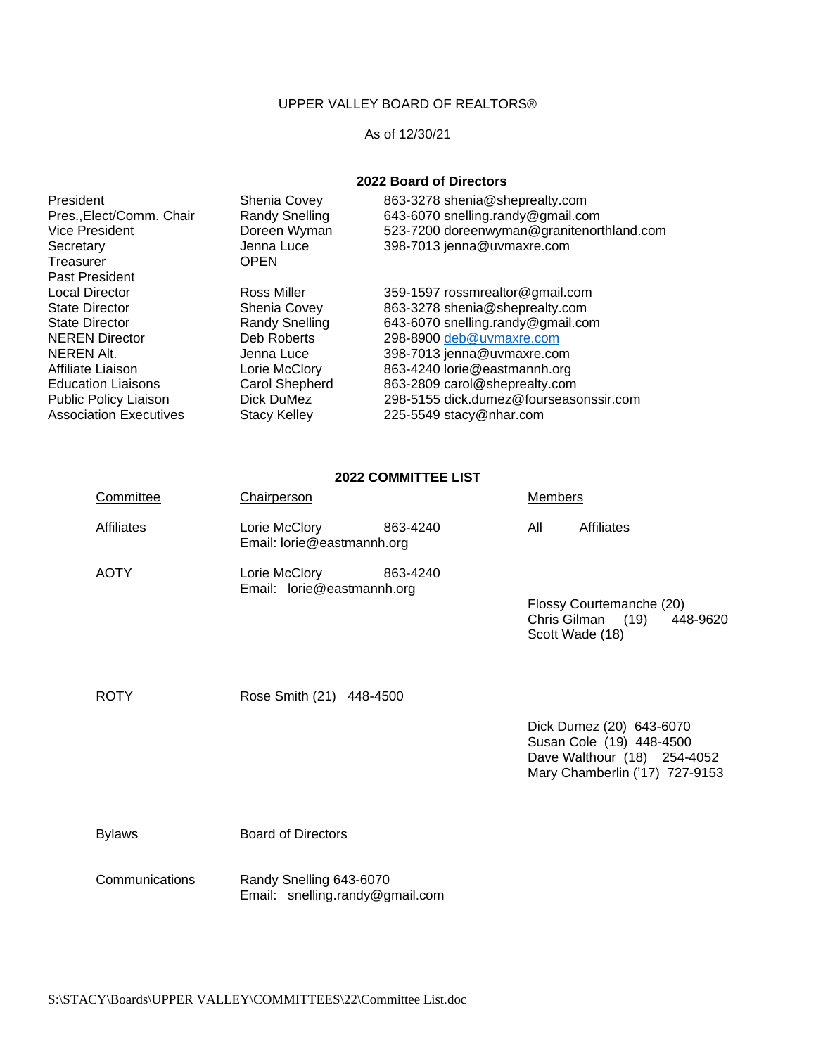UPPER VALLEY BOARD OF REALTORS®

As of 12/30/21

## 2022 Board of Directors

| Position | Name | Contact |
|---|---|---|
| President | Shenia Covey | 863-3278 shenia@sheprealty.com |
| Pres.,Elect/Comm. Chair | Randy Snelling | 643-6070 snelling.randy@gmail.com |
| Vice President | Doreen Wyman | 523-7200 doreenwyman@granitenorthland.com |
| Secretary | Jenna Luce | 398-7013 jenna@uvmaxre.com |
| Treasurer | OPEN | |
| Past President | | |
| Local Director | Ross Miller | 359-1597 rossmrealtor@gmail.com |
| State Director | Shenia Covey | 863-3278 shenia@sheprealty.com |
| State Director | Randy Snelling | 643-6070 snelling.randy@gmail.com |
| NEREN Director | Deb Roberts | 298-8900 deb@uvmaxre.com |
| NEREN Alt. | Jenna Luce | 398-7013 jenna@uvmaxre.com |
| Affiliate Liaison | Lorie McClory | 863-4240 lorie@eastmannh.org |
| Education Liaisons | Carol Shepherd | 863-2809 carol@sheprealty.com |
| Public Policy Liaison | Dick DuMez | 298-5155 dick.dumez@fourseasonssir.com |
| Association Executives | Stacy Kelley | 225-5549 stacy@nhar.com |

## 2022 COMMITTEE LIST

| Committee | Chairperson | Members |
|---|---|---|
| Affiliates | Lorie McClory 863-4240<br>Email: lorie@eastmannh.org | All Affiliates |
| AOTY | Lorie McClory 863-4240<br>Email: lorie@eastmannh.org | Flossy Courtemanche (20)<br>Chris Gilman (19) 448-9620<br>Scott Wade (18) |
| ROTY | Rose Smith (21) 448-4500 | Dick Dumez (20) 643-6070<br>Susan Cole (19) 448-4500<br>Dave Walthour (18) 254-4052<br>Mary Chamberlin ('17) 727-9153 |
| Bylaws | Board of Directors | |
| Communications | Randy Snelling 643-6070<br>Email: snelling.randy@gmail.com | |

S:\STACY\Boards\UPPER VALLEY\COMMITTEES\22\Committee List.doc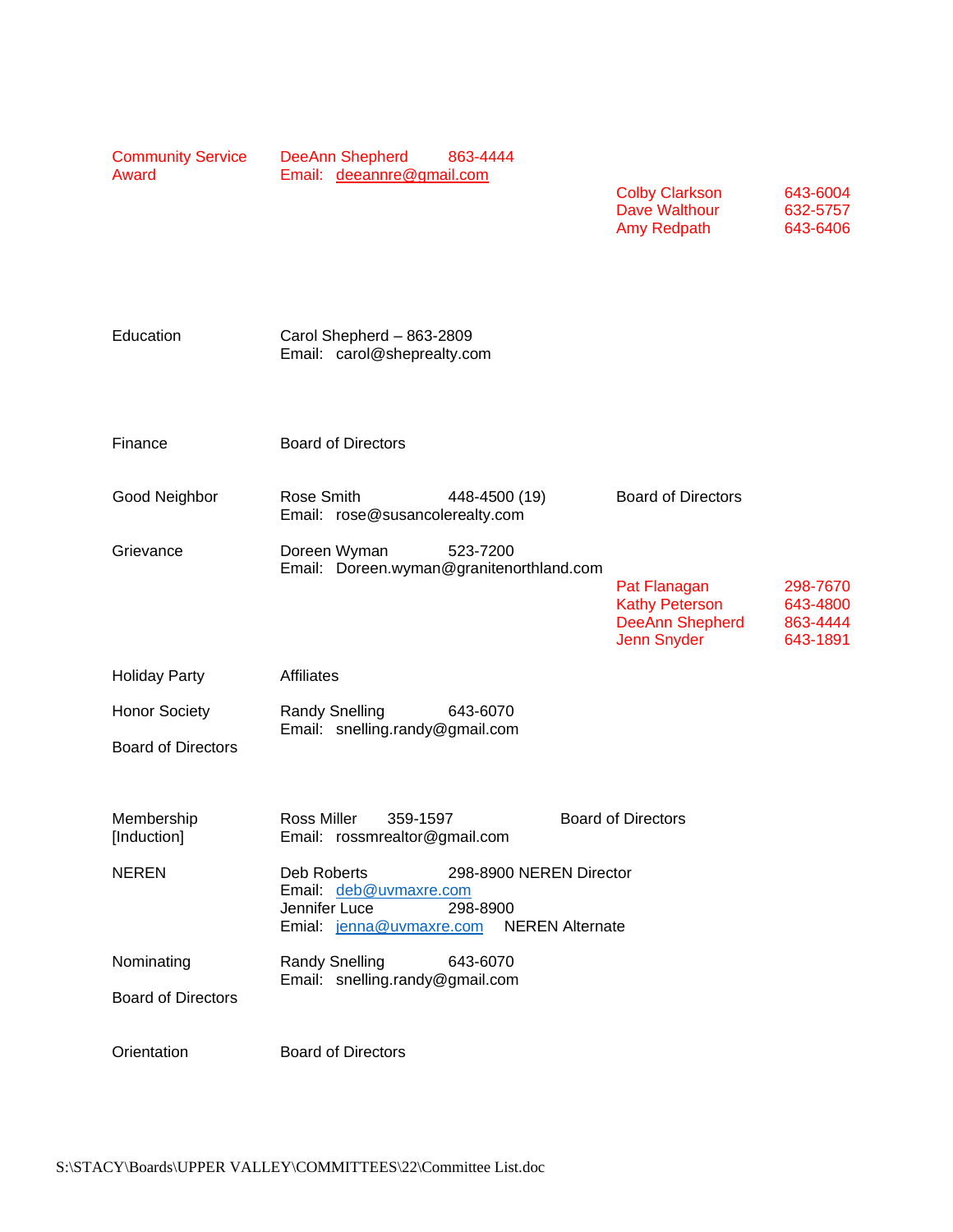| Committee | Chair | | Members | |
|---|---|---|---|---|
| Community Service Award | DeeAnn Shepherd 863-4444<br>Email: deeannre@gmail.com | | Colby Clarkson<br>Dave Walthour<br>Amy Redpath | 643-6004<br>632-5757<br>643-6406 |
| Education | Carol Shepherd – 863-2809<br>Email: carol@sheprealty.com | | | |
| Finance | Board of Directors | | | |
| Good Neighbor | Rose Smith<br>Email: rose@susancolerealty.com | 448-4500 (19) | Board of Directors | |
| Grievance | Doreen Wyman<br>Email: Doreen.wyman@granitenorthland.com | 523-7200 | Pat Flanagan<br>Kathy Peterson<br>DeeAnn Shepherd<br>Jenn Snyder | 298-7670<br>643-4800<br>863-4444<br>643-1891 |
| Holiday Party | Affiliates | | | |
| Honor Society<br>Board of Directors | Randy Snelling<br>Email: snelling.randy@gmail.com | 643-6070 | | |
| Membership [Induction] | Ross Miller 359-1597<br>Email: rossmrealtor@gmail.com | | Board of Directors | |
| NEREN | Deb Roberts<br>Email: deb@uvmaxre.com<br>Jennifer Luce<br>Emial: jenna@uvmaxre.com | 298-8900 NEREN Director<br><br>298-8900<br>NEREN Alternate | | |
| Nominating<br>Board of Directors | Randy Snelling<br>Email: snelling.randy@gmail.com | 643-6070 | | |
| Orientation | Board of Directors | | | |

S:\STACY\Boards\UPPER VALLEY\COMMITTEES\22\Committee List.doc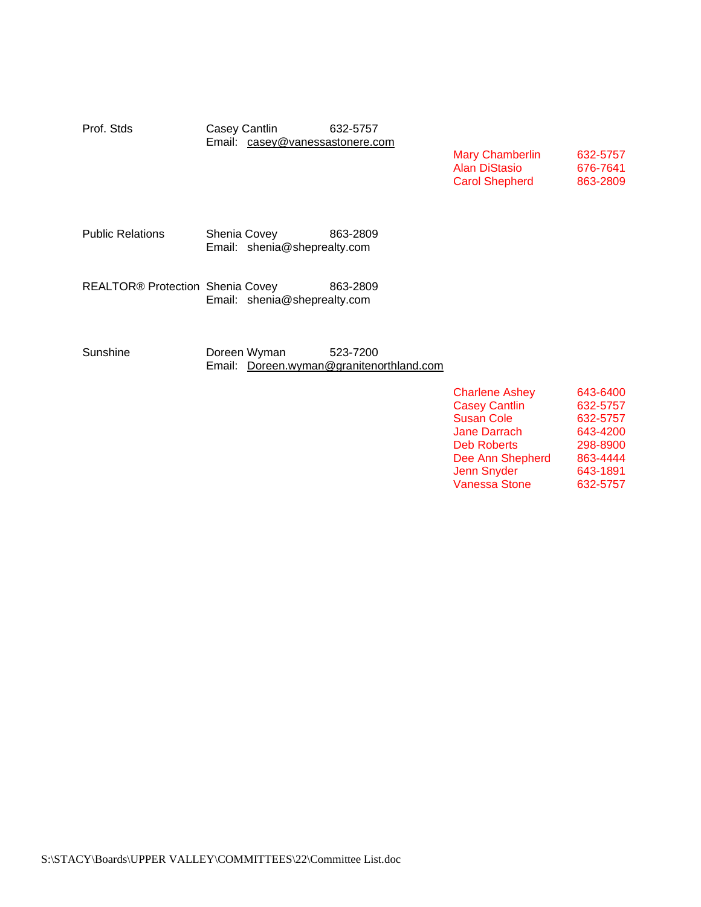| | | | | |
|---|---|---|---|---|
| Prof. Stds | Casey Cantlin | 632-5757 | | |
| | Email: casey@vanessastonere.com | | | |
| | | | Mary Chamberlin | 632-5757 |
| | | | Alan DiStasio | 676-7641 |
| | | | Carol Shepherd | 863-2809 |
| Public Relations | Shenia Covey | 863-2809 | | |
| | Email: shenia@sheprealty.com | | | |
| REALTOR® Protection | Shenia Covey | 863-2809 | | |
| | Email: shenia@sheprealty.com | | | |
| Sunshine | Doreen Wyman | 523-7200 | | |
| | Email: Doreen.wyman@granitenorthland.com | | | |
| | | | Charlene Ashey | 643-6400 |
| | | | Casey Cantlin | 632-5757 |
| | | | Susan Cole | 632-5757 |
| | | | Jane Darrach | 643-4200 |
| | | | Deb Roberts | 298-8900 |
| | | | Dee Ann Shepherd | 863-4444 |
| | | | Jenn Snyder | 643-1891 |
| | | | Vanessa Stone | 632-5757 |

S:\STACY\Boards\UPPER VALLEY\COMMITTEES\22\Committee List.doc